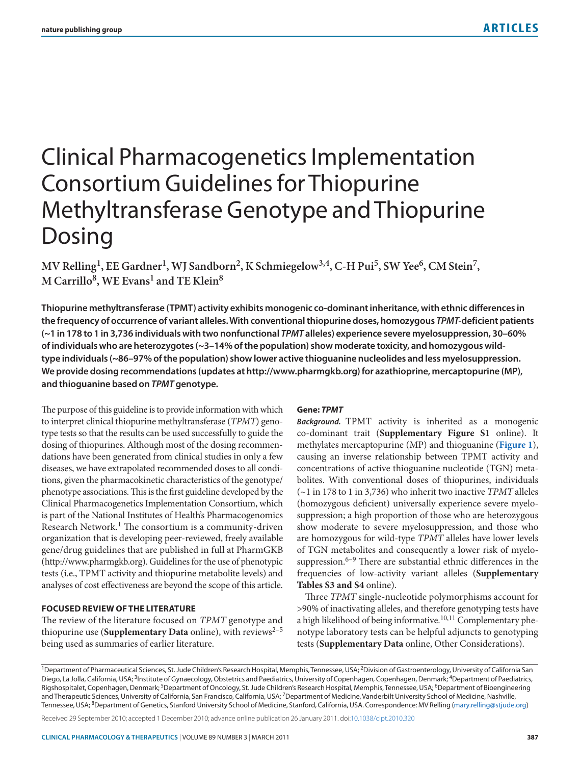# Clinical Pharmacogenetics Implementation Consortium Guidelines for Thiopurine Methyltransferase Genotype and Thiopurine Dosing

**MV Relling[1], EE Gardner[1], WJ Sandborn[2], K Schmiegelow[3,4], C-H Pui[5], SW Yee[6], CM Stein[7], M Carrillo[8], WE Evans[1] and TE Klein[8]**

**Thiopurine methyltransferase (TPMT) activity exhibits monogenic co-dominant inheritance, with ethnic differences in the frequency of occurrence of variant alleles. With conventional thiopurine doses, homozygous *TPMT*-deficient patients (~1 in 178 to 1 in 3,736 individuals with two nonfunctional *TPMT* alleles) experience severe myelosuppression, 30–60% of individuals who are heterozygotes (~3–14% of the population) show moderate toxicity, and homozygous wild-type individuals (~86–97% of the population) show lower active thioguanine nucleolides and less myelosuppression. We provide dosing recommendations (updates at http://www.pharmgkb.org) for azathioprine, mercaptopurine (MP), and thioguanine based on *TPMT* genotype.**

The purpose of this guideline is to provide information with which to interpret clinical thiopurine methyltransferase (*TPMT*) genotype tests so that the results can be used successfully to guide the dosing of thiopurines. Although most of the dosing recommendations have been generated from clinical studies in only a few diseases, we have extrapolated recommended doses to all conditions, given the pharmacokinetic characteristics of the genotype/phenotype associations. This is the first guideline developed by the Clinical Pharmacogenetics Implementation Consortium, which is part of the National Institutes of Health's Pharmacogenomics Research Network.[1] The consortium is a community-driven organization that is developing peer-reviewed, freely available gene/drug guidelines that are published in full at PharmGKB (http://www.pharmgkb.org). Guidelines for the use of phenotypic tests (i.e., TPMT activity and thiopurine metabolite levels) and analyses of cost effectiveness are beyond the scope of this article.

## FOCUSED REVIEW OF THE LITERATURE

The review of the literature focused on *TPMT* genotype and thiopurine use (**Supplementary Data** online), with reviews[2–5] being used as summaries of earlier literature.

### Gene: *TPMT*

***Background.*** TPMT activity is inherited as a monogenic co-dominant trait (**Supplementary Figure S1** online). It methylates mercaptopurine (MP) and thioguanine (**Figure 1**), causing an inverse relationship between TPMT activity and concentrations of active thioguanine nucleotide (TGN) metabolites. With conventional doses of thiopurines, individuals (~1 in 178 to 1 in 3,736) who inherit two inactive *TPMT* alleles (homozygous deficient) universally experience severe myelosuppression; a high proportion of those who are heterozygous show moderate to severe myelosuppression, and those who are homozygous for wild-type *TPMT* alleles have lower levels of TGN metabolites and consequently a lower risk of myelosuppression.[6–9] There are substantial ethnic differences in the frequencies of low-activity variant alleles (**Supplementary Tables S3 and S4** online).

Three *TPMT* single-nucleotide polymorphisms account for >90% of inactivating alleles, and therefore genotyping tests have a high likelihood of being informative.[10,11] Complementary phenotype laboratory tests can be helpful adjuncts to genotyping tests (**Supplementary Data** online, Other Considerations).

[1]Department of Pharmaceutical Sciences, St. Jude Children's Research Hospital, Memphis, Tennessee, USA; [2]Division of Gastroenterology, University of California San Diego, La Jolla, California, USA; [3]Institute of Gynaecology, Obstetrics and Paediatrics, University of Copenhagen, Copenhagen, Denmark; [4]Department of Paediatrics, Rigshospitalet, Copenhagen, Denmark; [5]Department of Oncology, St. Jude Children's Research Hospital, Memphis, Tennessee, USA; [6]Department of Bioengineering and Therapeutic Sciences, University of California, San Francisco, California, USA; [7]Department of Medicine, Vanderbilt University School of Medicine, Nashville, Tennessee, USA; [8]Department of Genetics, Stanford University School of Medicine, Stanford, California, USA. Correspondence: MV Relling (mary.relling@stjude.org)

Received 29 September 2010; accepted 1 December 2010; advance online publication 26 January 2011. doi:10.1038/clpt.2010.320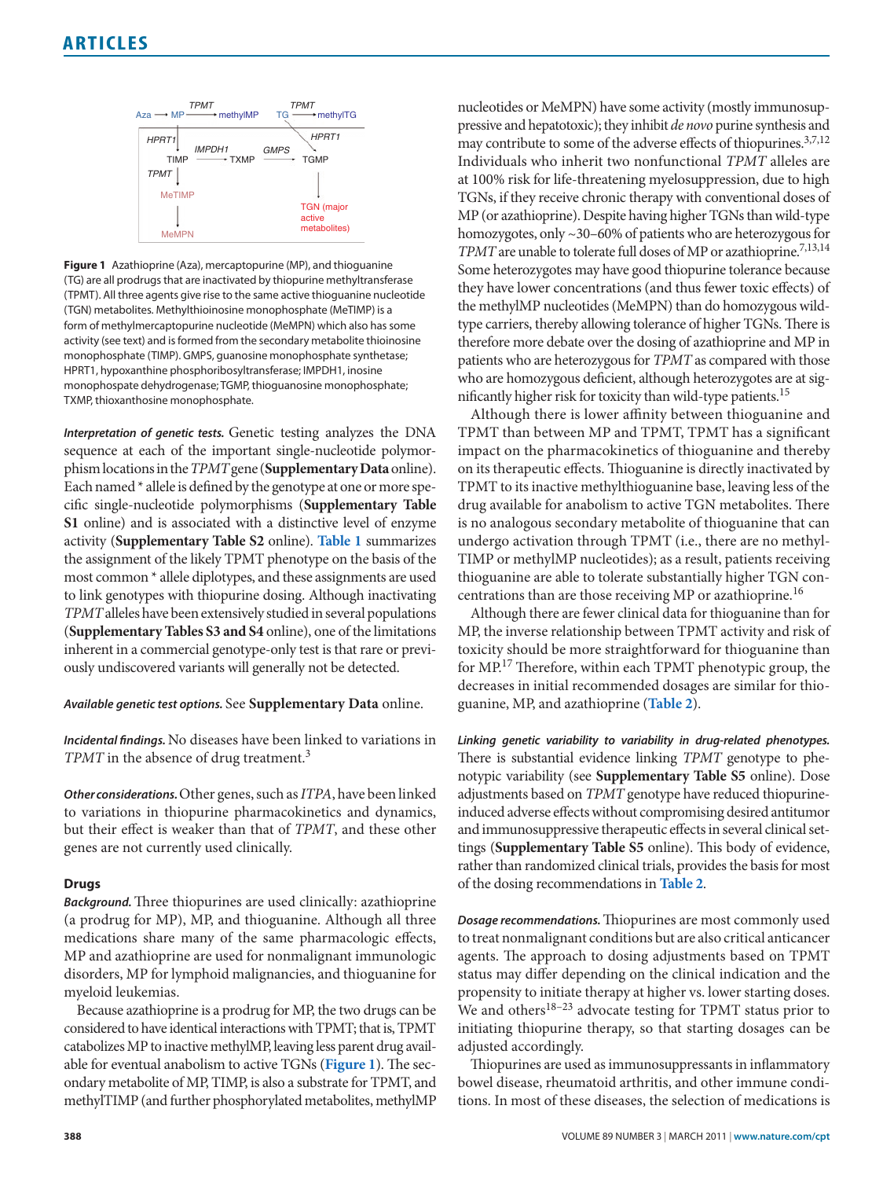**Figure 1** Azathioprine (Aza), mercaptopurine (MP), and thioguanine (TG) are all prodrugs that are inactivated by thiopurine methyltransferase (TPMT). All three agents give rise to the same active thioguanine nucleotide (TGN) metabolites. Methylthioinosine monophosphate (MeTIMP) is a form of methylmercaptopurine nucleotide (MeMPN) which also has some activity (see text) and is formed from the secondary metabolite thioinosine monophosphate (TIMP). GMPS, guanosine monophosphate synthetase; HPRT1, hypoxanthine phosphoribosyltransferase; IMPDH1, inosine monophospate dehydrogenase; TGMP, thioguanosine monophosphate; TXMP, thioxanthosine monophosphate.

***Interpretation of genetic tests.*** Genetic testing analyzes the DNA sequence at each of the important single-nucleotide polymorphism locations in the *TPMT* gene (**Supplementary Data** online). Each named * allele is defined by the genotype at one or more specific single-nucleotide polymorphisms (**Supplementary Table S1** online) and is associated with a distinctive level of enzyme activity (**Supplementary Table S2** online). **Table 1** summarizes the assignment of the likely TPMT phenotype on the basis of the most common * allele diplotypes, and these assignments are used to link genotypes with thiopurine dosing. Although inactivating *TPMT* alleles have been extensively studied in several populations (**Supplementary Tables S3 and S4** online), one of the limitations inherent in a commercial genotype-only test is that rare or previously undiscovered variants will generally not be detected.

***Available genetic test options.*** See **Supplementary Data** online.

***Incidental findings.*** No diseases have been linked to variations in *TPMT* in the absence of drug treatment.[3]

***Other considerations.*** Other genes, such as *ITPA*, have been linked to variations in thiopurine pharmacokinetics and dynamics, but their effect is weaker than that of *TPMT*, and these other genes are not currently used clinically.

### Drugs

***Background.*** Three thiopurines are used clinically: azathioprine (a prodrug for MP), MP, and thioguanine. Although all three medications share many of the same pharmacologic effects, MP and azathioprine are used for nonmalignant immunologic disorders, MP for lymphoid malignancies, and thioguanine for myeloid leukemias.

Because azathioprine is a prodrug for MP, the two drugs can be considered to have identical interactions with TPMT; that is, TPMT catabolizes MP to inactive methylMP, leaving less parent drug available for eventual anabolism to active TGNs (**Figure 1**). The secondary metabolite of MP, TIMP, is also a substrate for TPMT, and methylTIMP (and further phosphorylated metabolites, methylMP nucleotides or MeMPN) have some activity (mostly immunosuppressive and hepatotoxic); they inhibit *de novo* purine synthesis and may contribute to some of the adverse effects of thiopurines.[3,7,12] Individuals who inherit two nonfunctional *TPMT* alleles are at 100% risk for life-threatening myelosuppression, due to high TGNs, if they receive chronic therapy with conventional doses of MP (or azathioprine). Despite having higher TGNs than wild-type homozygotes, only ~30–60% of patients who are heterozygous for *TPMT* are unable to tolerate full doses of MP or azathioprine.[7,13,14] Some heterozygotes may have good thiopurine tolerance because they have lower concentrations (and thus fewer toxic effects) of the methylMP nucleotides (MeMPN) than do homozygous wild-type carriers, thereby allowing tolerance of higher TGNs. There is therefore more debate over the dosing of azathioprine and MP in patients who are heterozygous for *TPMT* as compared with those who are homozygous deficient, although heterozygotes are at significantly higher risk for toxicity than wild-type patients.[15]

Although there is lower affinity between thioguanine and TPMT than between MP and TPMT, TPMT has a significant impact on the pharmacokinetics of thioguanine and thereby on its therapeutic effects. Thioguanine is directly inactivated by TPMT to its inactive methylthioguanine base, leaving less of the drug available for anabolism to active TGN metabolites. There is no analogous secondary metabolite of thioguanine that can undergo activation through TPMT (i.e., there are no methyl-TIMP or methylMP nucleotides); as a result, patients receiving thioguanine are able to tolerate substantially higher TGN concentrations than are those receiving MP or azathioprine.[16]

Although there are fewer clinical data for thioguanine than for MP, the inverse relationship between TPMT activity and risk of toxicity should be more straightforward for thioguanine than for MP.[17] Therefore, within each TPMT phenotypic group, the decreases in initial recommended dosages are similar for thioguanine, MP, and azathioprine (**Table 2**).

***Linking genetic variability to variability in drug-related phenotypes.*** There is substantial evidence linking *TPMT* genotype to phenotypic variability (see **Supplementary Table S5** online). Dose adjustments based on *TPMT* genotype have reduced thiopurine-induced adverse effects without compromising desired antitumor and immunosuppressive therapeutic effects in several clinical settings (**Supplementary Table S5** online). This body of evidence, rather than randomized clinical trials, provides the basis for most of the dosing recommendations in **Table 2**.

***Dosage recommendations.*** Thiopurines are most commonly used to treat nonmalignant conditions but are also critical anticancer agents. The approach to dosing adjustments based on TPMT status may differ depending on the clinical indication and the propensity to initiate therapy at higher vs. lower starting doses. We and others[18–23] advocate testing for TPMT status prior to initiating thiopurine therapy, so that starting dosages can be adjusted accordingly.

Thiopurines are used as immunosuppressants in inflammatory bowel disease, rheumatoid arthritis, and other immune conditions. In most of these diseases, the selection of medications is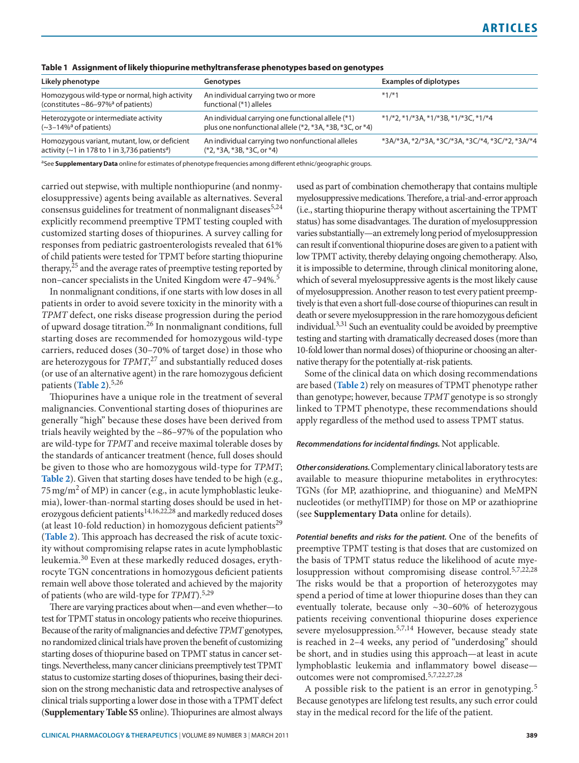**Table 1 Assignment of likely thiopurine methyltransferase phenotypes based on genotypes**

| Likely phenotype | Genotypes | Examples of diplotypes |
|---|---|---|
| Homozygous wild-type or normal, high activity (constitutes ~86–97%[a] of patients) | An individual carrying two or more functional (*1) alleles | *1/*1 |
| Heterozygote or intermediate activity (~3–14%[a] of patients) | An individual carrying one functional allele (*1) plus one nonfunctional allele (*2, *3A, *3B, *3C, or *4) | *1/*2, *1/*3A, *1/*3B, *1/*3C, *1/*4 |
| Homozygous variant, mutant, low, or deficient activity (~1 in 178 to 1 in 3,736 patients[a]) | An individual carrying two nonfunctional alleles (*2, *3A, *3B, *3C, or *4) | *3A/*3A, *2/*3A, *3C/*3A, *3C/*4, *3C/*2, *3A/*4 |

[a]See **Supplementary Data** online for estimates of phenotype frequencies among different ethnic/geographic groups.

carried out stepwise, with multiple nonthiopurine (and nonmyelosuppressive) agents being available as alternatives. Several consensus guidelines for treatment of nonmalignant diseases[5,24] explicitly recommend preemptive TPMT testing coupled with customized starting doses of thiopurines. A survey calling for responses from pediatric gastroenterologists revealed that 61% of child patients were tested for TPMT before starting thiopurine therapy,[25] and the average rates of preemptive testing reported by non–cancer specialists in the United Kingdom were 47–94%.[5]

In nonmalignant conditions, if one starts with low doses in all patients in order to avoid severe toxicity in the minority with a *TPMT* defect, one risks disease progression during the period of upward dosage titration.[26] In nonmalignant conditions, full starting doses are recommended for homozygous wild-type carriers, reduced doses (30–70% of target dose) in those who are heterozygous for *TPMT*,[27] and substantially reduced doses (or use of an alternative agent) in the rare homozygous deficient patients (**Table 2**).[5,26]

Thiopurines have a unique role in the treatment of several malignancies. Conventional starting doses of thiopurines are generally "high" because these doses have been derived from trials heavily weighted by the ~86–97% of the population who are wild-type for *TPMT* and receive maximal tolerable doses by the standards of anticancer treatment (hence, full doses should be given to those who are homozygous wild-type for *TPMT*; **Table 2**). Given that starting doses have tended to be high (e.g., 75 mg/m$^2$ of MP) in cancer (e.g., in acute lymphoblastic leukemia), lower-than-normal starting doses should be used in heterozygous deficient patients[14,16,22,28] and markedly reduced doses (at least 10-fold reduction) in homozygous deficient patients[29] (**Table 2**). This approach has decreased the risk of acute toxicity without compromising relapse rates in acute lymphoblastic leukemia.[30] Even at these markedly reduced dosages, erythrocyte TGN concentrations in homozygous deficient patients remain well above those tolerated and achieved by the majority of patients (who are wild-type for *TPMT*).[5,29]

There are varying practices about when—and even whether—to test for TPMT status in oncology patients who receive thiopurines. Because of the rarity of malignancies and defective *TPMT* genotypes, no randomized clinical trials have proven the benefit of customizing starting doses of thiopurine based on TPMT status in cancer settings. Nevertheless, many cancer clinicians preemptively test TPMT status to customize starting doses of thiopurines, basing their decision on the strong mechanistic data and retrospective analyses of clinical trials supporting a lower dose in those with a TPMT defect (**Supplementary Table S5** online). Thiopurines are almost always used as part of combination chemotherapy that contains multiple myelosuppressive medications. Therefore, a trial-and-error approach (i.e., starting thiopurine therapy without ascertaining the TPMT status) has some disadvantages. The duration of myelosuppression varies substantially—an extremely long period of myelosuppression can result if conventional thiopurine doses are given to a patient with low TPMT activity, thereby delaying ongoing chemotherapy. Also, it is impossible to determine, through clinical monitoring alone, which of several myelosuppressive agents is the most likely cause of myelosuppression. Another reason to test every patient preemptively is that even a short full-dose course of thiopurines can result in death or severe myelosuppression in the rare homozygous deficient individual.[3,31] Such an eventuality could be avoided by preemptive testing and starting with dramatically decreased doses (more than 10-fold lower than normal doses) of thiopurine or choosing an alternative therapy for the potentially at-risk patients.

Some of the clinical data on which dosing recommendations are based (**Table 2**) rely on measures of TPMT phenotype rather than genotype; however, because *TPMT* genotype is so strongly linked to TPMT phenotype, these recommendations should apply regardless of the method used to assess TPMT status.

***Recommendations for incidental findings.*** Not applicable.

***Other considerations.*** Complementary clinical laboratory tests are available to measure thiopurine metabolites in erythrocytes: TGNs (for MP, azathioprine, and thioguanine) and MeMPN nucleotides (or methylTIMP) for those on MP or azathioprine (see **Supplementary Data** online for details).

***Potential benefits and risks for the patient.*** One of the benefits of preemptive TPMT testing is that doses that are customized on the basis of TPMT status reduce the likelihood of acute myelosuppression without compromising disease control.[5,7,22,28] The risks would be that a proportion of heterozygotes may spend a period of time at lower thiopurine doses than they can eventually tolerate, because only ~30–60% of heterozygous patients receiving conventional thiopurine doses experience severe myelosuppression.[5,7,14] However, because steady state is reached in 2–4 weeks, any period of "underdosing" should be short, and in studies using this approach—at least in acute lymphoblastic leukemia and inflammatory bowel disease—outcomes were not compromised.[5,7,22,27,28]

A possible risk to the patient is an error in genotyping.[5] Because genotypes are lifelong test results, any such error could stay in the medical record for the life of the patient.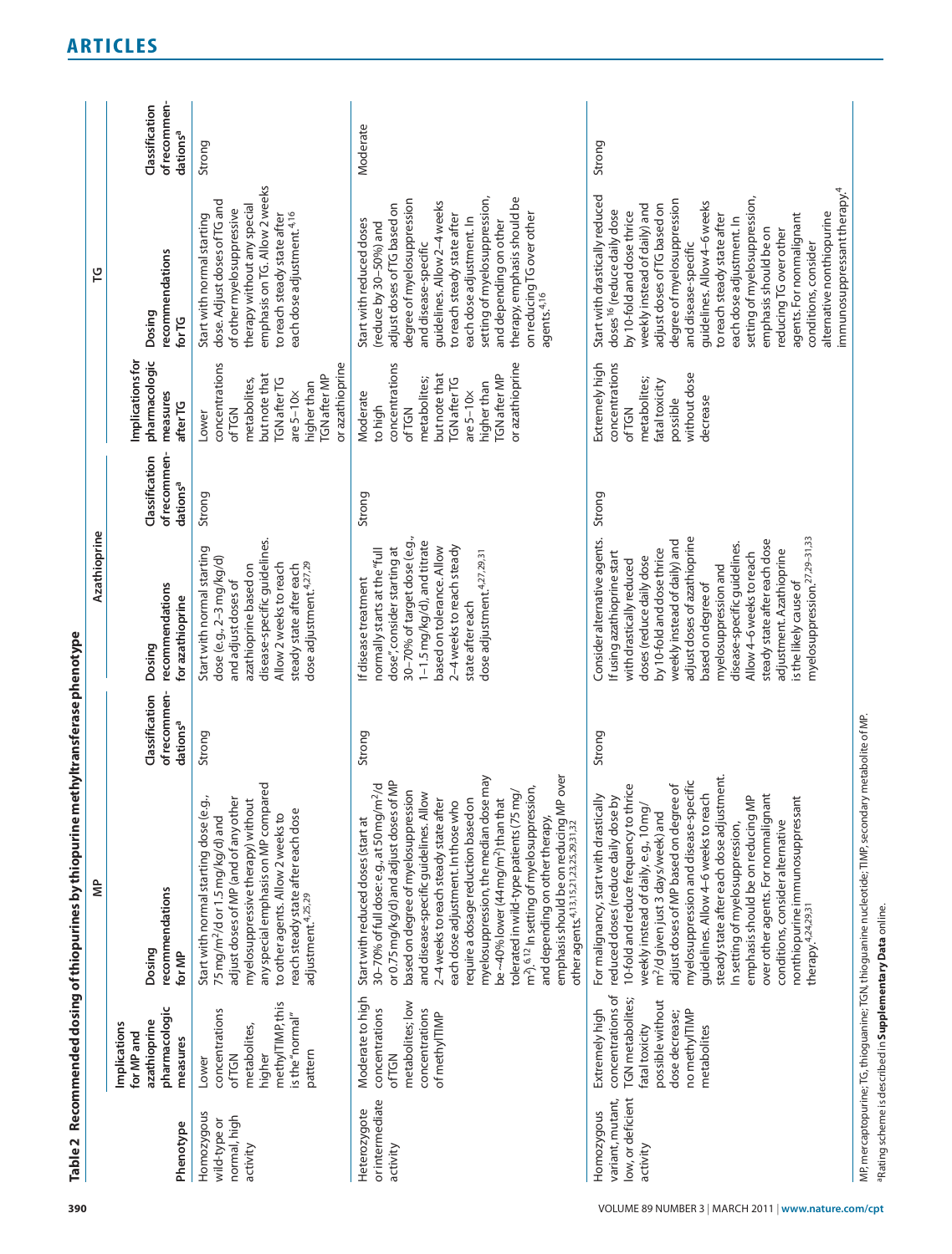## Table 2 Recommended dosing of thiopurines by thiopurine methyltransferase phenotype

| Phenotype | Implications for MP and azathioprine pharmacologic measures | MP: Dosing recommendations for MP | MP: Classification of recommendations[a] | Azathioprine: Dosing recommendations for azathioprine | Azathioprine: Classification of recommendations[a] | TG: Implications for pharmacologic measures after TG | TG: Dosing recommendations for TG | TG: Classification of recommendations[a] |
|---|---|---|---|---|---|---|---|---|
| Homozygous wild-type or normal, high activity | Lower concentrations of TGN metabolites, higher methylTIMP, this is the "normal" pattern | Start with normal starting dose (e.g., 75 mg/m²/d or 1.5 mg/kg/d) and adjust doses of MP (and of any other myelosuppressive therapy) without any special emphasis on MP compared to other agents. Allow 2 weeks to reach steady state after each dose adjustment.[4,25,29] | Strong | Start with normal starting dose (e.g., 2–3 mg/kg/d) and adjust doses of azathioprine based on disease-specific guidelines. Allow 2 weeks to reach steady state after each dose adjustment.[4,27,29] | Strong | Lower concentrations of TGN metabolites, but note that TGN after TG are 5–10× higher than TGN after MP or azathioprine | Start with normal starting dose. Adjust doses of TG and of other myelosuppressive therapy without any special emphasis on TG. Allow 2 weeks to reach steady state after each dose adjustment.[4,16] | Strong |
| Heterozygote or intermediate activity | Moderate to high concentrations of TGN metabolites; low concentrations of methylTIMP | Start with reduced doses (start at 30–70% of full dose: e.g., at 50 mg/m²/d or 0.75 mg/kg/d) and adjust doses of MP based on degree of myelosuppression and disease-specific guidelines. Allow 2–4 weeks to reach steady state after each dose adjustment. In those who require a dosage reduction based on myelosuppression, the median dose may be ~40% lower (44 mg/m²) than that tolerated in wild-type patients (75 mg/m²).[6,12] In setting of myelosuppression, and depending on other therapy, emphasis should be on reducing MP over other agents.[4,13,15,21,23,25,29,31,32] | Strong | If disease treatment normally starts at the "full dose", consider starting at 30–70% of target dose (e.g., 1–1.5 mg/kg/d), and titrate based on tolerance. Allow 2–4 weeks to reach steady state after each dose adjustment.[4,27,29,31] | Strong | Moderate to high concentrations of TGN metabolites; but note that TGN after TG are 5–10× higher than TGN after MP or azathioprine | Start with reduced doses (reduce by 30–50%) and adjust doses of TG based on degree of myelosuppression and disease-specific guidelines. Allow 2–4 weeks to reach steady state after each dose adjustment. In setting of myelosuppression, and depending on other therapy, emphasis should be on reducing TG over other agents.[4,16] | Moderate |
| Homozygous variant, mutant, low, or deficient activity | Extremely high concentrations of TGN metabolites; fatal toxicity possible without dose decrease; no methylTIMP metabolites | For malignancy, start with drastically reduced doses (reduce daily dose by 10-fold and reduce frequency to thrice weekly instead of daily, e.g., 10 mg/m²/d given just 3 days/week) and adjust doses of MP based on degree of myelosuppression and disease-specific guidelines. Allow 4–6 weeks to reach steady state after each dose adjustment. In setting of myelosuppression, emphasis should be on reducing MP over other agents. For nonmalignant conditions, consider alternative nonthiopurine immunosuppressant therapy.[4,24,29,31] | Strong | Consider alternative agents. If using azathioprine start with drastically reduced doses (reduce daily dose by 10-fold and dose thrice weekly instead of daily) and adjust doses of azathioprine based on degree of myelosuppression and disease-specific guidelines. Allow 4–6 weeks to reach steady state after each dose adjustment. Azathioprine is the likely cause of myelosuppression.[27,29–31,33] | Strong | Extremely high concentrations of TGN metabolites; fatal toxicity possible without dose decrease | Start with drastically reduced doses[16] (reduce daily dose by 10-fold and dose thrice weekly instead of daily) and adjust doses of TG based on degree of myelosuppression and disease-specific guidelines. Allow 4–6 weeks to reach steady state after each dose adjustment. In setting of myelosuppression, emphasis should be on reducing TG over other agents. For nonmalignant conditions, consider alternative nonthiopurine immunosuppressant therapy.[4] | Strong |

MP, mercaptopurine; TG, thioguanine; TGN, thioguanine nucleotide; TIMP, secondary metabolite of MP.
[a]Rating scheme is described in **Supplementary Data** online.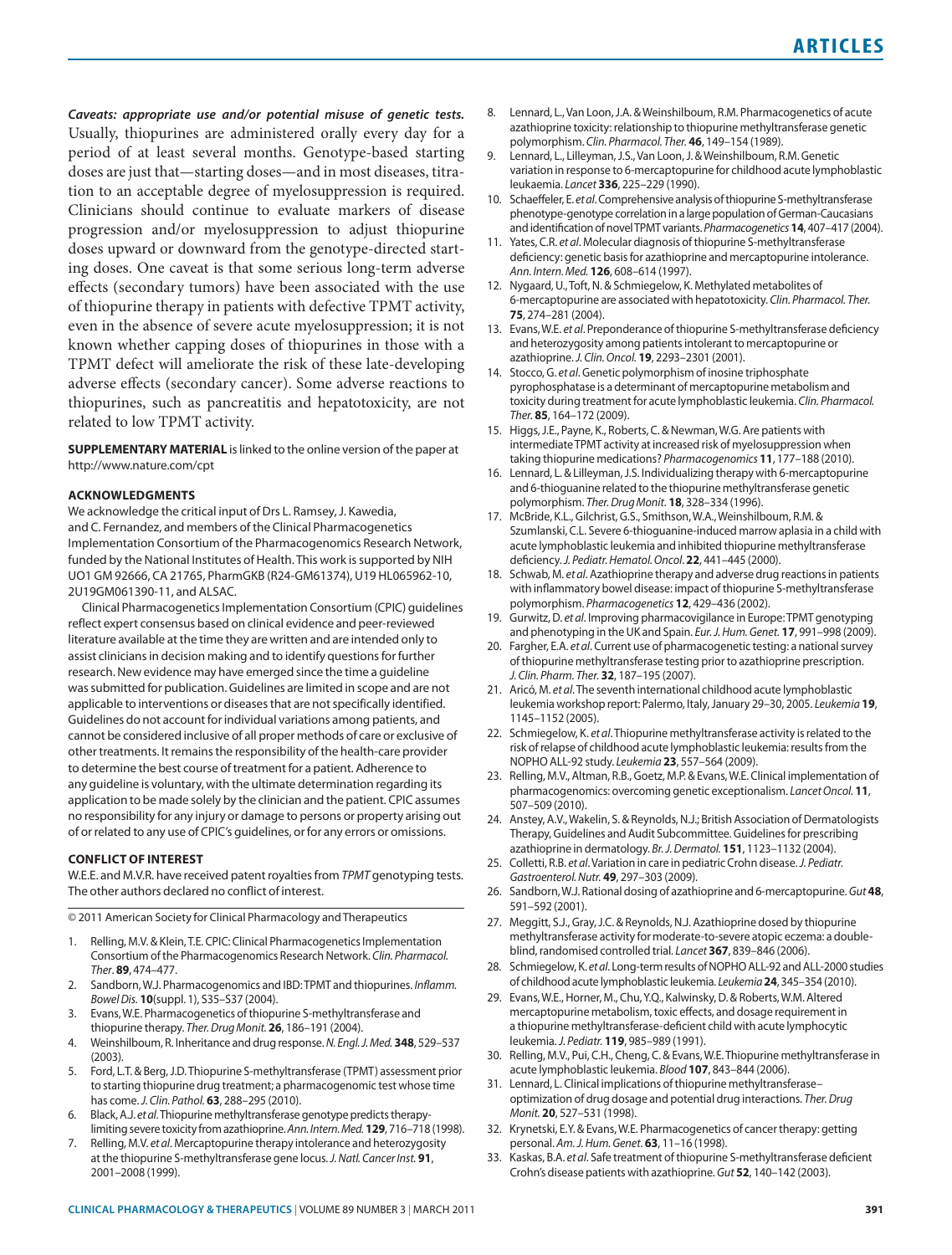***Caveats: appropriate use and/or potential misuse of genetic tests.*** Usually, thiopurines are administered orally every day for a period of at least several months. Genotype-based starting doses are just that—starting doses—and in most diseases, titration to an acceptable degree of myelosuppression is required. Clinicians should continue to evaluate markers of disease progression and/or myelosuppression to adjust thiopurine doses upward or downward from the genotype-directed starting doses. One caveat is that some serious long-term adverse effects (secondary tumors) have been associated with the use of thiopurine therapy in patients with defective TPMT activity, even in the absence of severe acute myelosuppression; it is not known whether capping doses of thiopurines in those with a TPMT defect will ameliorate the risk of these late-developing adverse effects (secondary cancer). Some adverse reactions to thiopurines, such as pancreatitis and hepatotoxicity, are not related to low TPMT activity.

**SUPPLEMENTARY MATERIAL** is linked to the online version of the paper at http://www.nature.com/cpt

### ACKNOWLEDGMENTS

We acknowledge the critical input of Drs L. Ramsey, J. Kawedia, and C. Fernandez, and members of the Clinical Pharmacogenetics Implementation Consortium of the Pharmacogenomics Research Network, funded by the National Institutes of Health. This work is supported by NIH UO1 GM 92666, CA 21765, PharmGKB (R24-GM61374), U19 HL065962-10, 2U19GM061390-11, and ALSAC.

Clinical Pharmacogenetics Implementation Consortium (CPIC) guidelines reflect expert consensus based on clinical evidence and peer-reviewed literature available at the time they are written and are intended only to assist clinicians in decision making and to identify questions for further research. New evidence may have emerged since the time a guideline was submitted for publication. Guidelines are limited in scope and are not applicable to interventions or diseases that are not specifically identified. Guidelines do not account for individual variations among patients, and cannot be considered inclusive of all proper methods of care or exclusive of other treatments. It remains the responsibility of the health-care provider to determine the best course of treatment for a patient. Adherence to any guideline is voluntary, with the ultimate determination regarding its application to be made solely by the clinician and the patient. CPIC assumes no responsibility for any injury or damage to persons or property arising out of or related to any use of CPIC's guidelines, or for any errors or omissions.

### CONFLICT OF INTEREST

W.E.E. and M.V.R. have received patent royalties from *TPMT* genotyping tests. The other authors declared no conflict of interest.

© 2011 American Society for Clinical Pharmacology and Therapeutics

1. Relling, M.V. & Klein, T.E. CPIC: Clinical Pharmacogenetics Implementation Consortium of the Pharmacogenomics Research Network. *Clin. Pharmacol. Ther*. **89**, 474–477.
2. Sandborn, W.J. Pharmacogenomics and IBD: TPMT and thiopurines. *Inflamm. Bowel Dis.* **10**(suppl. 1), S35–S37 (2004).
3. Evans, W.E. Pharmacogenetics of thiopurine S-methyltransferase and thiopurine therapy. *Ther. Drug Monit.* **26**, 186–191 (2004).
4. Weinshilboum, R. Inheritance and drug response. *N. Engl. J. Med.* **348**, 529–537 (2003).
5. Ford, L.T. & Berg, J.D. Thiopurine S-methyltransferase (TPMT) assessment prior to starting thiopurine drug treatment; a pharmacogenomic test whose time has come. *J. Clin. Pathol.* **63**, 288–295 (2010).
6. Black, A.J. *et al*. Thiopurine methyltransferase genotype predicts therapy-limiting severe toxicity from azathioprine. *Ann. Intern. Med.* **129**, 716–718 (1998).
7. Relling, M.V. *et al*. Mercaptopurine therapy intolerance and heterozygosity at the thiopurine S-methyltransferase gene locus. *J. Natl. Cancer Inst.* **91**, 2001–2008 (1999).
8. Lennard, L., Van Loon, J.A. & Weinshilboum, R.M. Pharmacogenetics of acute azathioprine toxicity: relationship to thiopurine methyltransferase genetic polymorphism. *Clin. Pharmacol. Ther.* **46**, 149–154 (1989).
9. Lennard, L., Lilleyman, J.S., Van Loon, J. & Weinshilboum, R.M. Genetic variation in response to 6-mercaptopurine for childhood acute lymphoblastic leukaemia. *Lancet* **336**, 225–229 (1990).
10. Schaeffeler, E. *et al*. Comprehensive analysis of thiopurine S-methyltransferase phenotype-genotype correlation in a large population of German-Caucasians and identification of novel TPMT variants. *Pharmacogenetics* **14**, 407–417 (2004).
11. Yates, C.R. *et al*. Molecular diagnosis of thiopurine S-methyltransferase deficiency: genetic basis for azathioprine and mercaptopurine intolerance. *Ann. Intern. Med.* **126**, 608–614 (1997).
12. Nygaard, U., Toft, N. & Schmiegelow, K. Methylated metabolites of 6-mercaptopurine are associated with hepatotoxicity. *Clin. Pharmacol. Ther.* **75**, 274–281 (2004).
13. Evans, W.E. *et al*. Preponderance of thiopurine S-methyltransferase deficiency and heterozygosity among patients intolerant to mercaptopurine or azathioprine. *J. Clin. Oncol.* **19**, 2293–2301 (2001).
14. Stocco, G. *et al*. Genetic polymorphism of inosine triphosphate pyrophosphatase is a determinant of mercaptopurine metabolism and toxicity during treatment for acute lymphoblastic leukemia. *Clin. Pharmacol. Ther.* **85**, 164–172 (2009).
15. Higgs, J.E., Payne, K., Roberts, C. & Newman, W.G. Are patients with intermediate TPMT activity at increased risk of myelosuppression when taking thiopurine medications? *Pharmacogenomics* **11**, 177–188 (2010).
16. Lennard, L. & Lilleyman, J.S. Individualizing therapy with 6-mercaptopurine and 6-thioguanine related to the thiopurine methyltransferase genetic polymorphism. *Ther. Drug Monit.* **18**, 328–334 (1996).
17. McBride, K.L., Gilchrist, G.S., Smithson, W.A., Weinshilboum, R.M. & Szumlanski, C.L. Severe 6-thioguanine-induced marrow aplasia in a child with acute lymphoblastic leukemia and inhibited thiopurine methyltransferase deficiency. *J. Pediatr. Hematol. Oncol*. **22**, 441–445 (2000).
18. Schwab, M. *et al*. Azathioprine therapy and adverse drug reactions in patients with inflammatory bowel disease: impact of thiopurine S-methyltransferase polymorphism. *Pharmacogenetics* **12**, 429–436 (2002).
19. Gurwitz, D. *et al*. Improving pharmacovigilance in Europe: TPMT genotyping and phenotyping in the UK and Spain. *Eur. J. Hum. Genet.* **17**, 991–998 (2009).
20. Fargher, E.A. *et al*. Current use of pharmacogenetic testing: a national survey of thiopurine methyltransferase testing prior to azathioprine prescription. *J. Clin. Pharm. Ther.* **32**, 187–195 (2007).
21. Aricó, M. *et al*. The seventh international childhood acute lymphoblastic leukemia workshop report: Palermo, Italy, January 29–30, 2005. *Leukemia* **19**, 1145–1152 (2005).
22. Schmiegelow, K. *et al*. Thiopurine methyltransferase activity is related to the risk of relapse of childhood acute lymphoblastic leukemia: results from the NOPHO ALL-92 study. *Leukemia* **23**, 557–564 (2009).
23. Relling, M.V., Altman, R.B., Goetz, M.P. & Evans, W.E. Clinical implementation of pharmacogenomics: overcoming genetic exceptionalism. *Lancet Oncol.* **11**, 507–509 (2010).
24. Anstey, A.V., Wakelin, S. & Reynolds, N.J.; British Association of Dermatologists Therapy, Guidelines and Audit Subcommittee. Guidelines for prescribing azathioprine in dermatology. *Br. J. Dermatol.* **151**, 1123–1132 (2004).
25. Colletti, R.B. *et al*. Variation in care in pediatric Crohn disease. *J. Pediatr. Gastroenterol. Nutr.* **49**, 297–303 (2009).
26. Sandborn, W.J. Rational dosing of azathioprine and 6-mercaptopurine. *Gut* **48**, 591–592 (2001).
27. Meggitt, S.J., Gray, J.C. & Reynolds, N.J. Azathioprine dosed by thiopurine methyltransferase activity for moderate-to-severe atopic eczema: a double-blind, randomised controlled trial. *Lancet* **367**, 839–846 (2006).
28. Schmiegelow, K. *et al*. Long-term results of NOPHO ALL-92 and ALL-2000 studies of childhood acute lymphoblastic leukemia. *Leukemia* **24**, 345–354 (2010).
29. Evans, W.E., Horner, M., Chu, Y.Q., Kalwinsky, D. & Roberts, W.M. Altered mercaptopurine metabolism, toxic effects, and dosage requirement in a thiopurine methyltransferase-deficient child with acute lymphocytic leukemia. *J. Pediatr.* **119**, 985–989 (1991).
30. Relling, M.V., Pui, C.H., Cheng, C. & Evans, W.E. Thiopurine methyltransferase in acute lymphoblastic leukemia. *Blood* **107**, 843–844 (2006).
31. Lennard, L. Clinical implications of thiopurine methyltransferase–optimization of drug dosage and potential drug interactions. *Ther. Drug Monit.* **20**, 527–531 (1998).
32. Krynetski, E.Y. & Evans, W.E. Pharmacogenetics of cancer therapy: getting personal. *Am. J. Hum. Genet*. **63**, 11–16 (1998).
33. Kaskas, B.A. *et al*. Safe treatment of thiopurine S-methyltransferase deficient Crohn's disease patients with azathioprine. *Gut* **52**, 140–142 (2003).